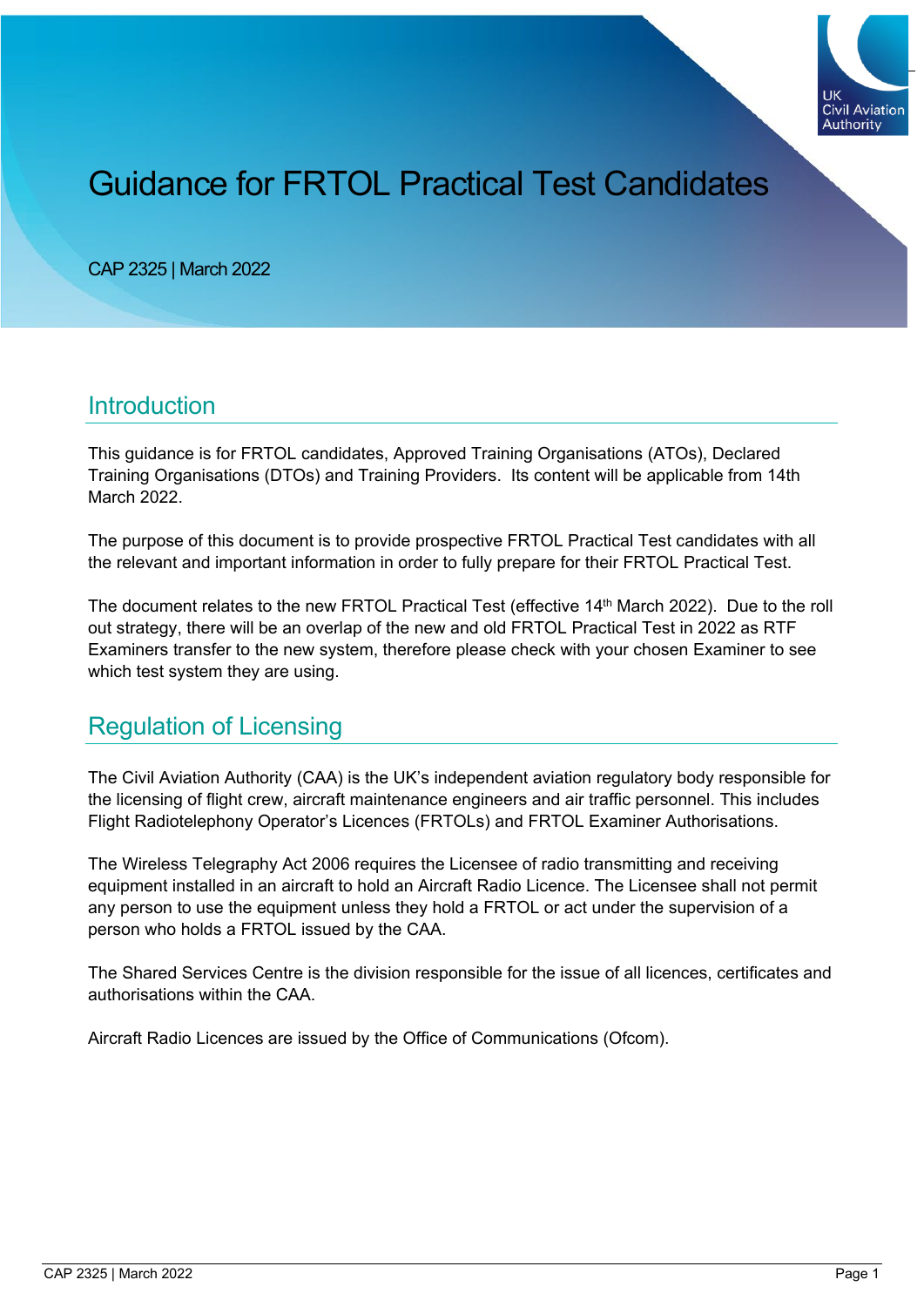# Guidance for FRTOL Practical Test Candidates

CAP 2325 | March 2022

## Introduction

This guidance is for FRTOL candidates, Approved Training Organisations (ATOs), Declared Training Organisations (DTOs) and Training Providers. Its content will be applicable from 14th March 2022.

The purpose of this document is to provide prospective FRTOL Practical Test candidates with all the relevant and important information in order to fully prepare for their FRTOL Practical Test.

The document relates to the new FRTOL Practical Test (effective 14th March 2022). Due to the roll out strategy, there will be an overlap of the new and old FRTOL Practical Test in 2022 as RTF Examiners transfer to the new system, therefore please check with your chosen Examiner to see which test system they are using.

## Regulation of Licensing

The Civil Aviation Authority (CAA) is the UK's independent aviation regulatory body responsible for the licensing of flight crew, aircraft maintenance engineers and air traffic personnel. This includes Flight Radiotelephony Operator's Licences (FRTOLs) and FRTOL Examiner Authorisations.

The Wireless Telegraphy Act 2006 requires the Licensee of radio transmitting and receiving equipment installed in an aircraft to hold an Aircraft Radio Licence. The Licensee shall not permit any person to use the equipment unless they hold a FRTOL or act under the supervision of a person who holds a FRTOL issued by the CAA.

The Shared Services Centre is the division responsible for the issue of all licences, certificates and authorisations within the CAA.

Aircraft Radio Licences are issued by the Office of Communications (Ofcom).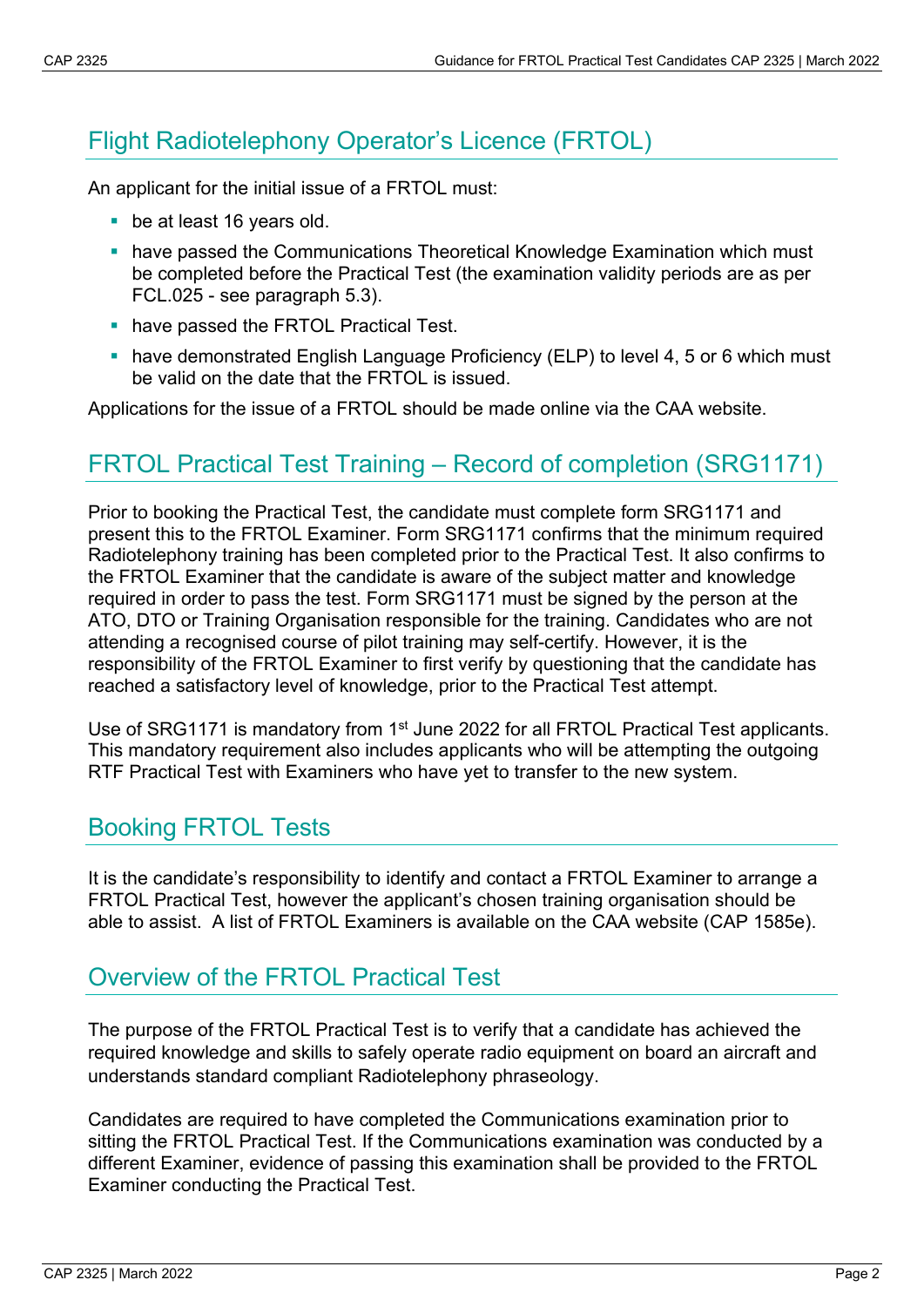## Flight Radiotelephony Operator's Licence (FRTOL)

An applicant for the initial issue of a FRTOL must:

- be at least 16 years old.
- have passed the Communications Theoretical Knowledge Examination which must be completed before the Practical Test (the examination validity periods are as per FCL.025 - see paragraph 5.3).
- have passed the FRTOL Practical Test.
- have demonstrated English Language Proficiency (ELP) to level 4, 5 or 6 which must be valid on the date that the FRTOL is issued.

Applications for the issue of a FRTOL should be made online via the CAA website.

## FRTOL Practical Test Training – Record of completion (SRG1171)

Prior to booking the Practical Test, the candidate must complete form SRG1171 and present this to the FRTOL Examiner. Form SRG1171 confirms that the minimum required Radiotelephony training has been completed prior to the Practical Test. It also confirms to the FRTOL Examiner that the candidate is aware of the subject matter and knowledge required in order to pass the test. Form SRG1171 must be signed by the person at the ATO, DTO or Training Organisation responsible for the training. Candidates who are not attending a recognised course of pilot training may self-certify. However, it is the responsibility of the FRTOL Examiner to first verify by questioning that the candidate has reached a satisfactory level of knowledge, prior to the Practical Test attempt.

Use of SRG1171 is mandatory from 1st June 2022 for all FRTOL Practical Test applicants. This mandatory requirement also includes applicants who will be attempting the outgoing RTF Practical Test with Examiners who have yet to transfer to the new system.

## Booking FRTOL Tests

It is the candidate's responsibility to identify and contact a FRTOL Examiner to arrange a FRTOL Practical Test, however the applicant's chosen training organisation should be able to assist. A list of FRTOL Examiners is available on the CAA website (CAP 1585e).

## Overview of the FRTOL Practical Test

The purpose of the FRTOL Practical Test is to verify that a candidate has achieved the required knowledge and skills to safely operate radio equipment on board an aircraft and understands standard compliant Radiotelephony phraseology.

Candidates are required to have completed the Communications examination prior to sitting the FRTOL Practical Test. If the Communications examination was conducted by a different Examiner, evidence of passing this examination shall be provided to the FRTOL Examiner conducting the Practical Test.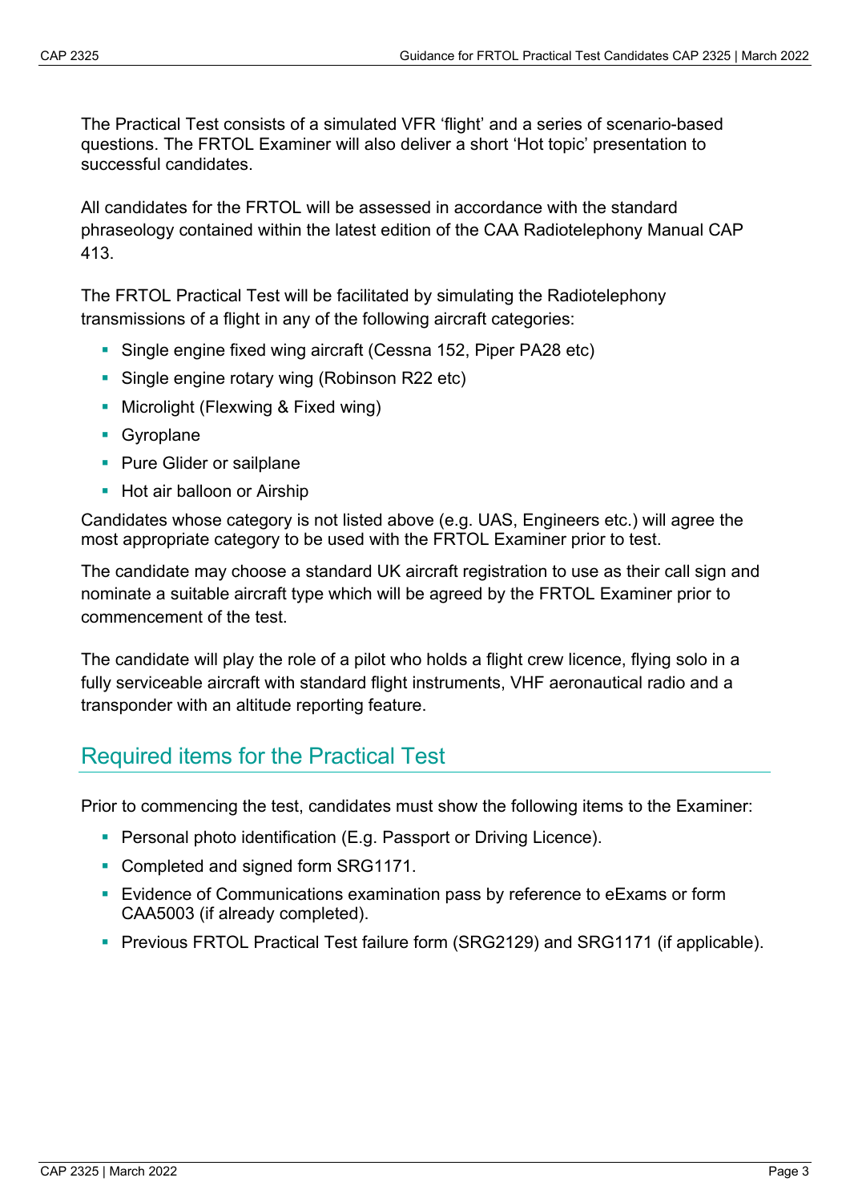The Practical Test consists of a simulated VFR ‘flight’ and a series of scenario-based questions. The FRTOL Examiner will also deliver a short ‘Hot topic’ presentation to successful candidates.

All candidates for the FRTOL will be assessed in accordance with the standard phraseology contained within the latest edition of the CAA Radiotelephony Manual CAP 413.

The FRTOL Practical Test will be facilitated by simulating the Radiotelephony transmissions of a flight in any of the following aircraft categories:

- Single engine fixed wing aircraft (Cessna 152, Piper PA28 etc)
- Single engine rotary wing (Robinson R22 etc)
- Microlight (Flexwing & Fixed wing)
- Gyroplane
- Pure Glider or sailplane
- Hot air balloon or Airship

Candidates whose category is not listed above (e.g. UAS, Engineers etc.) will agree the most appropriate category to be used with the FRTOL Examiner prior to test.

The candidate may choose a standard UK aircraft registration to use as their call sign and nominate a suitable aircraft type which will be agreed by the FRTOL Examiner prior to commencement of the test.

The candidate will play the role of a pilot who holds a flight crew licence, flying solo in a fully serviceable aircraft with standard flight instruments, VHF aeronautical radio and a transponder with an altitude reporting feature.

## Required items for the Practical Test

Prior to commencing the test, candidates must show the following items to the Examiner:

- Personal photo identification (E.g. Passport or Driving Licence).
- Completed and signed form SRG1171.
- Evidence of Communications examination pass by reference to eExams or form CAA5003 (if already completed).
- Previous FRTOL Practical Test failure form (SRG2129) and SRG1171 (if applicable).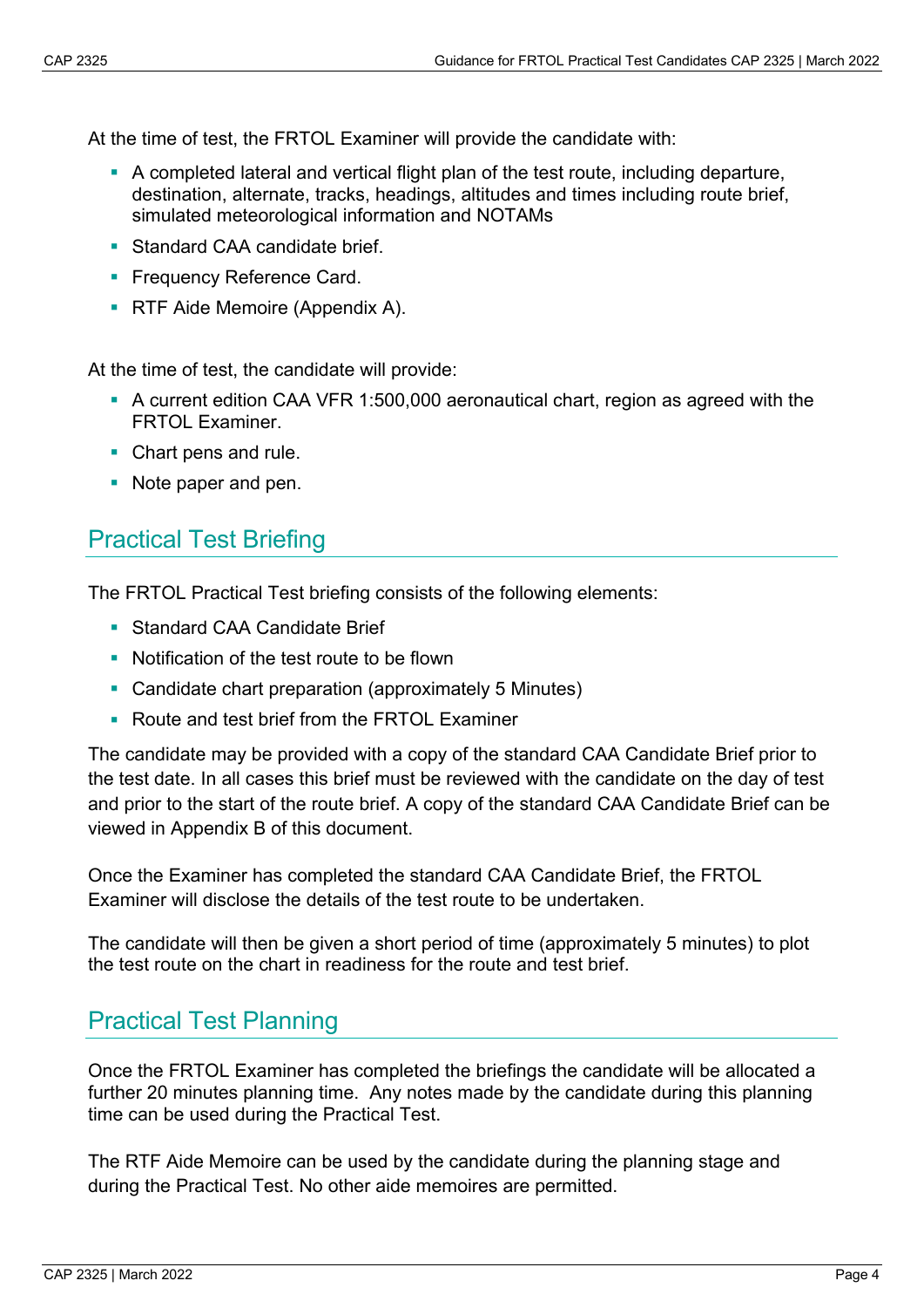At the time of test, the FRTOL Examiner will provide the candidate with:

- A completed lateral and vertical flight plan of the test route, including departure, destination, alternate, tracks, headings, altitudes and times including route brief, simulated meteorological information and NOTAMs
- Standard CAA candidate brief.
- Frequency Reference Card.
- RTF Aide Memoire (Appendix A).

At the time of test, the candidate will provide:

- A current edition CAA VFR 1:500,000 aeronautical chart, region as agreed with the FRTOL Examiner.
- Chart pens and rule.
- Note paper and pen.

## Practical Test Briefing

The FRTOL Practical Test briefing consists of the following elements:

- Standard CAA Candidate Brief
- Notification of the test route to be flown
- Candidate chart preparation (approximately 5 Minutes)
- Route and test brief from the FRTOL Examiner

The candidate may be provided with a copy of the standard CAA Candidate Brief prior to the test date. In all cases this brief must be reviewed with the candidate on the day of test and prior to the start of the route brief. A copy of the standard CAA Candidate Brief can be viewed in Appendix B of this document.

Once the Examiner has completed the standard CAA Candidate Brief, the FRTOL Examiner will disclose the details of the test route to be undertaken.

The candidate will then be given a short period of time (approximately 5 minutes) to plot the test route on the chart in readiness for the route and test brief.

## Practical Test Planning

Once the FRTOL Examiner has completed the briefings the candidate will be allocated a further 20 minutes planning time. Any notes made by the candidate during this planning time can be used during the Practical Test.

The RTF Aide Memoire can be used by the candidate during the planning stage and during the Practical Test. No other aide memoires are permitted.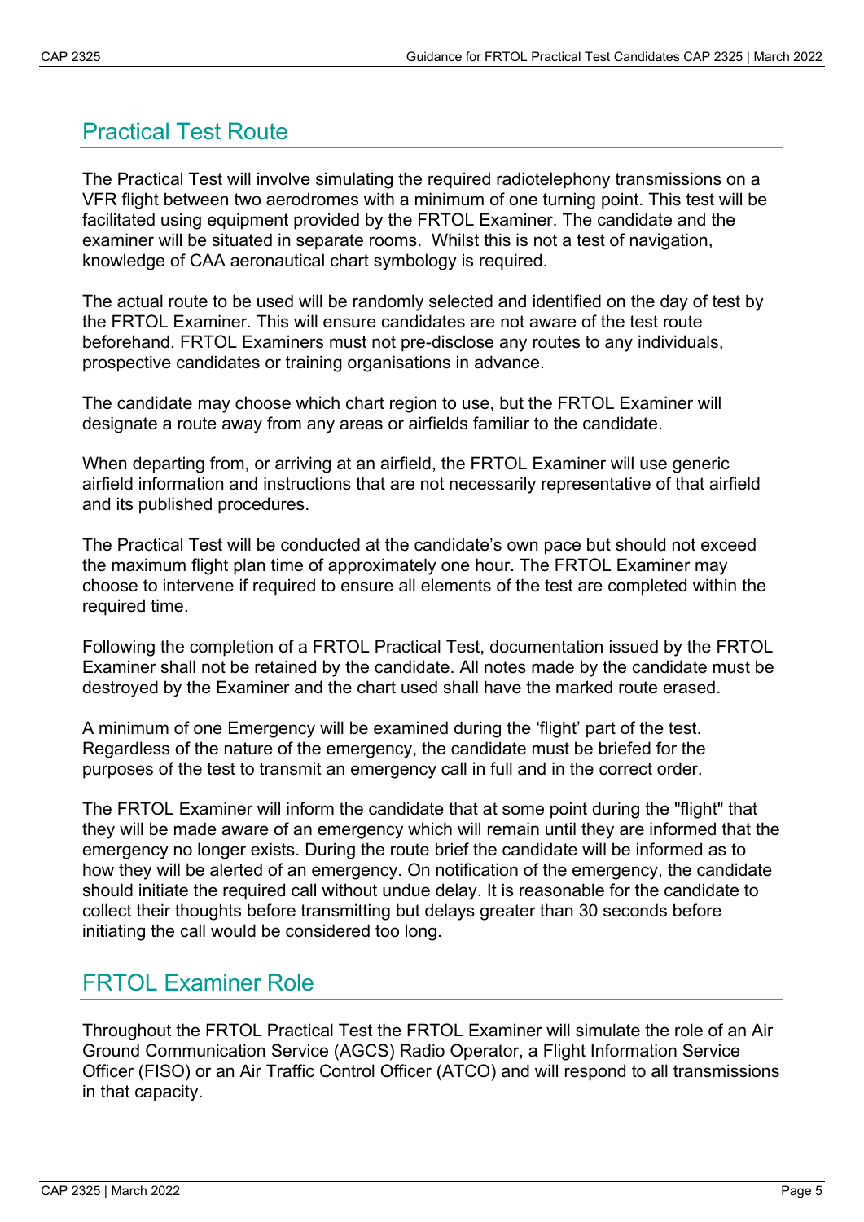## Practical Test Route

The Practical Test will involve simulating the required radiotelephony transmissions on a VFR flight between two aerodromes with a minimum of one turning point. This test will be facilitated using equipment provided by the FRTOL Examiner. The candidate and the examiner will be situated in separate rooms. Whilst this is not a test of navigation, knowledge of CAA aeronautical chart symbology is required.

The actual route to be used will be randomly selected and identified on the day of test by the FRTOL Examiner. This will ensure candidates are not aware of the test route beforehand. FRTOL Examiners must not pre-disclose any routes to any individuals, prospective candidates or training organisations in advance.

The candidate may choose which chart region to use, but the FRTOL Examiner will designate a route away from any areas or airfields familiar to the candidate.

When departing from, or arriving at an airfield, the FRTOL Examiner will use generic airfield information and instructions that are not necessarily representative of that airfield and its published procedures.

The Practical Test will be conducted at the candidate's own pace but should not exceed the maximum flight plan time of approximately one hour. The FRTOL Examiner may choose to intervene if required to ensure all elements of the test are completed within the required time.

Following the completion of a FRTOL Practical Test, documentation issued by the FRTOL Examiner shall not be retained by the candidate. All notes made by the candidate must be destroyed by the Examiner and the chart used shall have the marked route erased.

A minimum of one Emergency will be examined during the 'flight' part of the test. Regardless of the nature of the emergency, the candidate must be briefed for the purposes of the test to transmit an emergency call in full and in the correct order.

The FRTOL Examiner will inform the candidate that at some point during the "flight" that they will be made aware of an emergency which will remain until they are informed that the emergency no longer exists. During the route brief the candidate will be informed as to how they will be alerted of an emergency. On notification of the emergency, the candidate should initiate the required call without undue delay. It is reasonable for the candidate to collect their thoughts before transmitting but delays greater than 30 seconds before initiating the call would be considered too long.

## FRTOL Examiner Role

Throughout the FRTOL Practical Test the FRTOL Examiner will simulate the role of an Air Ground Communication Service (AGCS) Radio Operator, a Flight Information Service Officer (FISO) or an Air Traffic Control Officer (ATCO) and will respond to all transmissions in that capacity.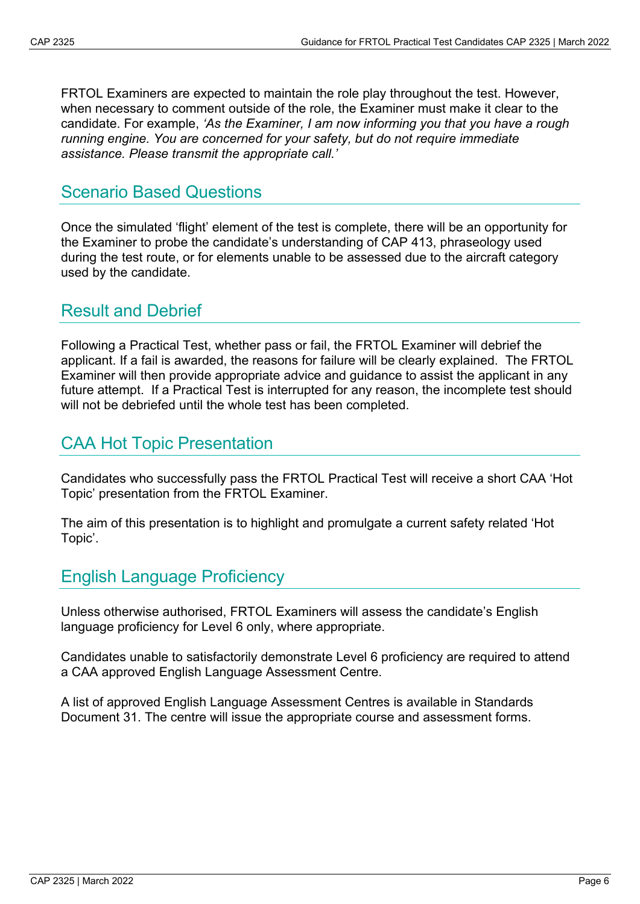FRTOL Examiners are expected to maintain the role play throughout the test. However, when necessary to comment outside of the role, the Examiner must make it clear to the candidate. For example, *'As the Examiner, I am now informing you that you have a rough running engine. You are concerned for your safety, but do not require immediate assistance. Please transmit the appropriate call.'*

## Scenario Based Questions

Once the simulated 'flight' element of the test is complete, there will be an opportunity for the Examiner to probe the candidate's understanding of CAP 413, phraseology used during the test route, or for elements unable to be assessed due to the aircraft category used by the candidate.

## Result and Debrief

Following a Practical Test, whether pass or fail, the FRTOL Examiner will debrief the applicant. If a fail is awarded, the reasons for failure will be clearly explained. The FRTOL Examiner will then provide appropriate advice and guidance to assist the applicant in any future attempt. If a Practical Test is interrupted for any reason, the incomplete test should will not be debriefed until the whole test has been completed.

## CAA Hot Topic Presentation

Candidates who successfully pass the FRTOL Practical Test will receive a short CAA 'Hot Topic' presentation from the FRTOL Examiner.

The aim of this presentation is to highlight and promulgate a current safety related 'Hot Topic'.

## English Language Proficiency

Unless otherwise authorised, FRTOL Examiners will assess the candidate's English language proficiency for Level 6 only, where appropriate.

Candidates unable to satisfactorily demonstrate Level 6 proficiency are required to attend a CAA approved English Language Assessment Centre.

A list of approved English Language Assessment Centres is available in Standards Document 31. The centre will issue the appropriate course and assessment forms.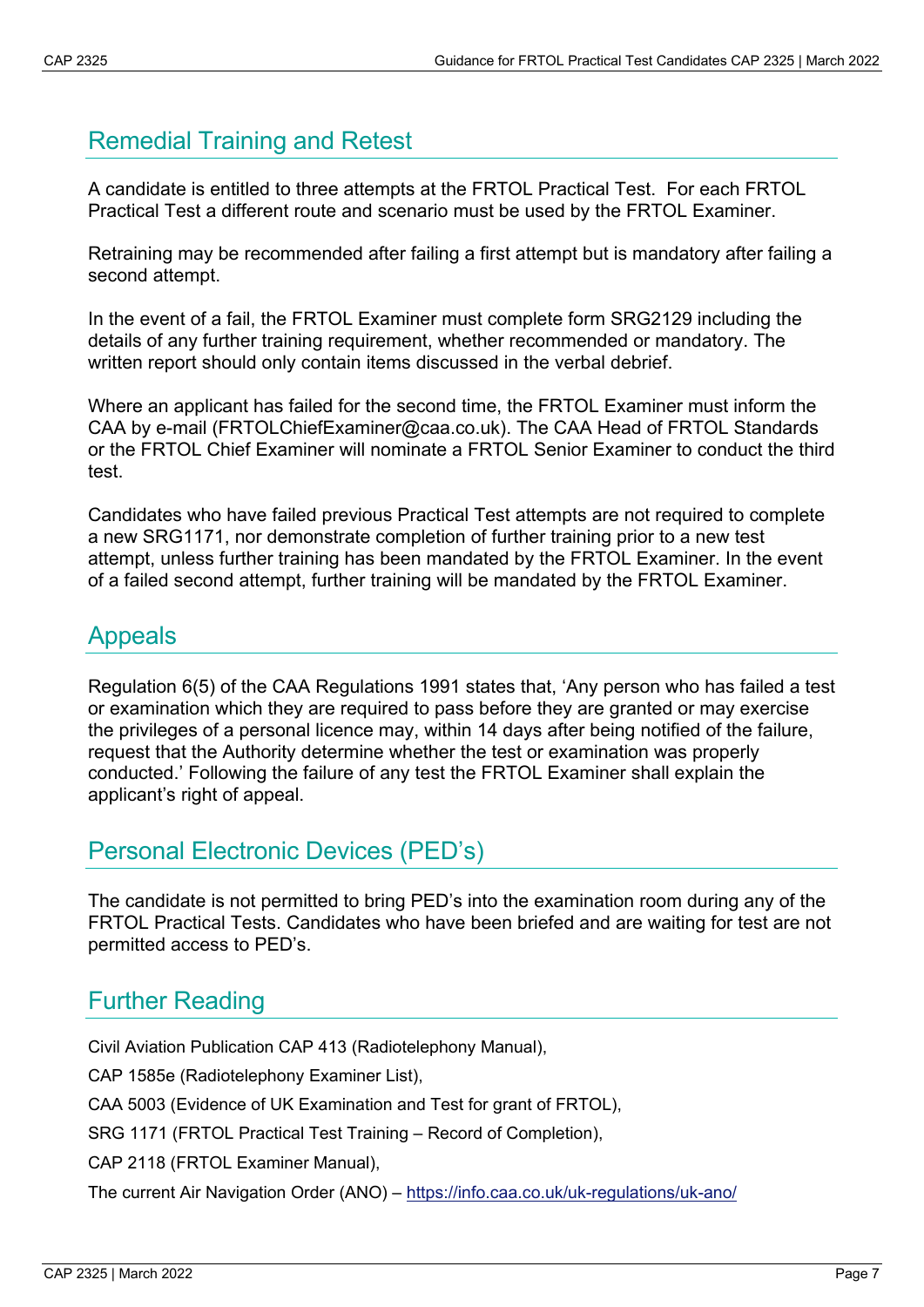## Remedial Training and Retest

A candidate is entitled to three attempts at the FRTOL Practical Test. For each FRTOL Practical Test a different route and scenario must be used by the FRTOL Examiner.

Retraining may be recommended after failing a first attempt but is mandatory after failing a second attempt.

In the event of a fail, the FRTOL Examiner must complete form SRG2129 including the details of any further training requirement, whether recommended or mandatory. The written report should only contain items discussed in the verbal debrief.

Where an applicant has failed for the second time, the FRTOL Examiner must inform the CAA by e-mail (FRTOLChiefExaminer@caa.co.uk). The CAA Head of FRTOL Standards or the FRTOL Chief Examiner will nominate a FRTOL Senior Examiner to conduct the third test.

Candidates who have failed previous Practical Test attempts are not required to complete a new SRG1171, nor demonstrate completion of further training prior to a new test attempt, unless further training has been mandated by the FRTOL Examiner. In the event of a failed second attempt, further training will be mandated by the FRTOL Examiner.

## Appeals

Regulation 6(5) of the CAA Regulations 1991 states that, 'Any person who has failed a test or examination which they are required to pass before they are granted or may exercise the privileges of a personal licence may, within 14 days after being notified of the failure, request that the Authority determine whether the test or examination was properly conducted.' Following the failure of any test the FRTOL Examiner shall explain the applicant's right of appeal.

## Personal Electronic Devices (PED's)

The candidate is not permitted to bring PED's into the examination room during any of the FRTOL Practical Tests. Candidates who have been briefed and are waiting for test are not permitted access to PED's.

## Further Reading

Civil Aviation Publication CAP 413 (Radiotelephony Manual),

CAP 1585e (Radiotelephony Examiner List),

CAA 5003 (Evidence of UK Examination and Test for grant of FRTOL),

SRG 1171 (FRTOL Practical Test Training – Record of Completion),

CAP 2118 (FRTOL Examiner Manual),

The current Air Navigation Order (ANO) – https://info.caa.co.uk/uk-regulations/uk-ano/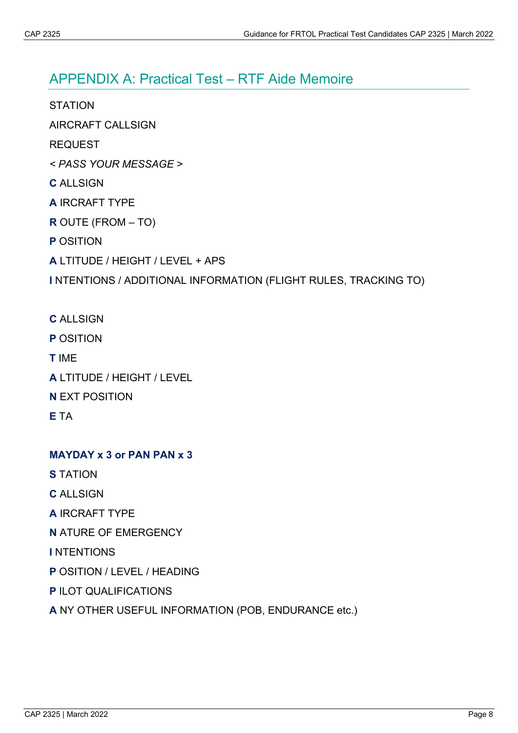## APPENDIX A: Practical Test – RTF Aide Memoire

STATION

AIRCRAFT CALLSIGN

REQUEST

< *PASS YOUR MESSAGE* >

**C** ALLSIGN

**A** IRCRAFT TYPE

**R** OUTE (FROM – TO)

**P** OSITION

**A** LTITUDE / HEIGHT / LEVEL + APS

**I** NTENTIONS / ADDITIONAL INFORMATION (FLIGHT RULES, TRACKING TO)

**C** ALLSIGN

**P** OSITION

**T** IME

**A** LTITUDE / HEIGHT / LEVEL

**N** EXT POSITION

**E** TA

**MAYDAY x 3 or PAN PAN x 3**

**S** TATION

**C** ALLSIGN

**A** IRCRAFT TYPE

**N** ATURE OF EMERGENCY

**I** NTENTIONS

**P** OSITION / LEVEL / HEADING

**P** ILOT QUALIFICATIONS

**A** NY OTHER USEFUL INFORMATION (POB, ENDURANCE etc.)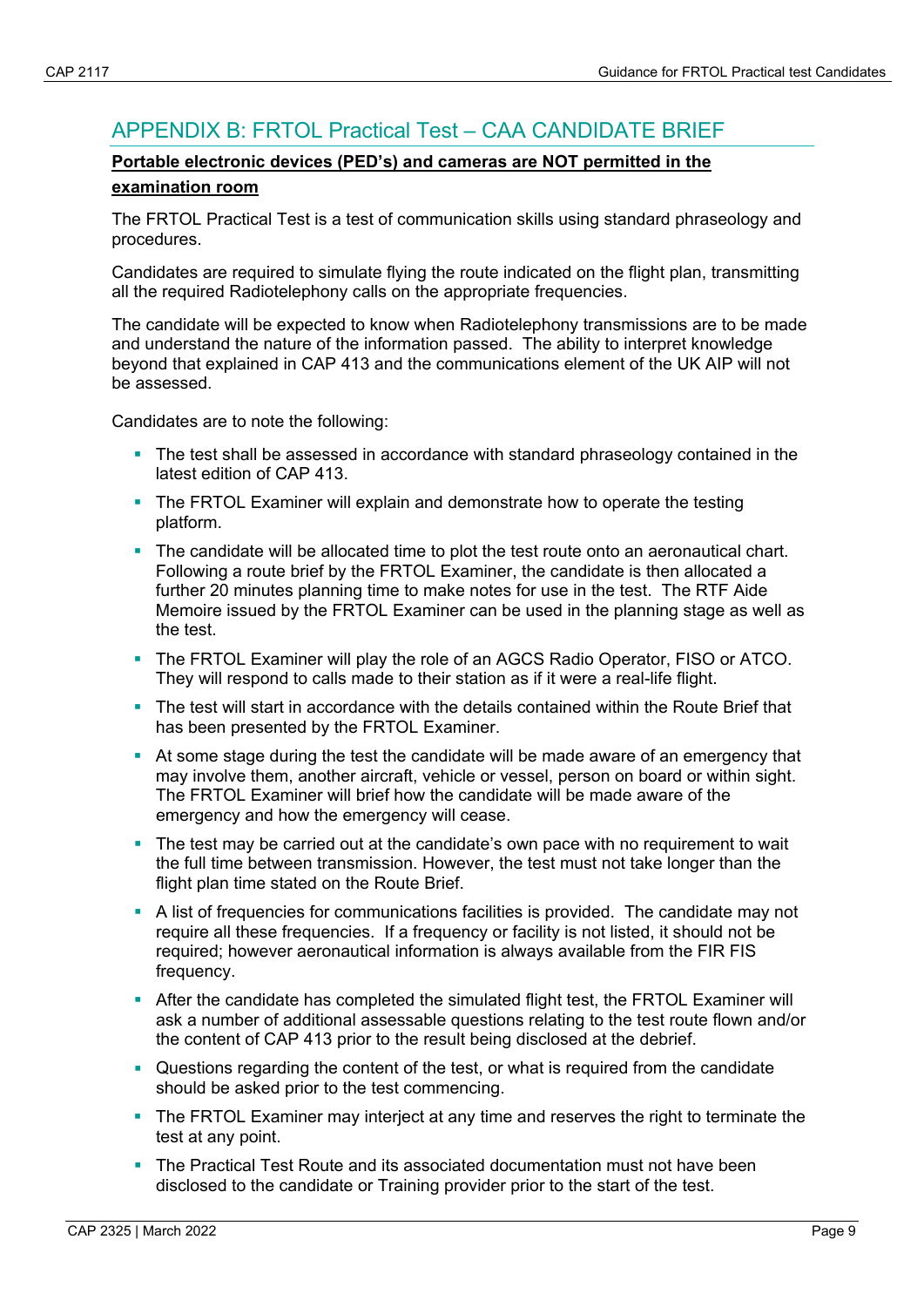## APPENDIX B: FRTOL Practical Test – CAA CANDIDATE BRIEF

**Portable electronic devices (PED's) and cameras are NOT permitted in the examination room**

The FRTOL Practical Test is a test of communication skills using standard phraseology and procedures.

Candidates are required to simulate flying the route indicated on the flight plan, transmitting all the required Radiotelephony calls on the appropriate frequencies.

The candidate will be expected to know when Radiotelephony transmissions are to be made and understand the nature of the information passed. The ability to interpret knowledge beyond that explained in CAP 413 and the communications element of the UK AIP will not be assessed.

Candidates are to note the following:

- The test shall be assessed in accordance with standard phraseology contained in the latest edition of CAP 413.
- The FRTOL Examiner will explain and demonstrate how to operate the testing platform.
- The candidate will be allocated time to plot the test route onto an aeronautical chart. Following a route brief by the FRTOL Examiner, the candidate is then allocated a further 20 minutes planning time to make notes for use in the test. The RTF Aide Memoire issued by the FRTOL Examiner can be used in the planning stage as well as the test.
- The FRTOL Examiner will play the role of an AGCS Radio Operator, FISO or ATCO. They will respond to calls made to their station as if it were a real-life flight.
- The test will start in accordance with the details contained within the Route Brief that has been presented by the FRTOL Examiner.
- At some stage during the test the candidate will be made aware of an emergency that may involve them, another aircraft, vehicle or vessel, person on board or within sight. The FRTOL Examiner will brief how the candidate will be made aware of the emergency and how the emergency will cease.
- The test may be carried out at the candidate's own pace with no requirement to wait the full time between transmission. However, the test must not take longer than the flight plan time stated on the Route Brief.
- A list of frequencies for communications facilities is provided. The candidate may not require all these frequencies. If a frequency or facility is not listed, it should not be required; however aeronautical information is always available from the FIR FIS frequency.
- After the candidate has completed the simulated flight test, the FRTOL Examiner will ask a number of additional assessable questions relating to the test route flown and/or the content of CAP 413 prior to the result being disclosed at the debrief.
- Questions regarding the content of the test, or what is required from the candidate should be asked prior to the test commencing.
- The FRTOL Examiner may interject at any time and reserves the right to terminate the test at any point.
- The Practical Test Route and its associated documentation must not have been disclosed to the candidate or Training provider prior to the start of the test.